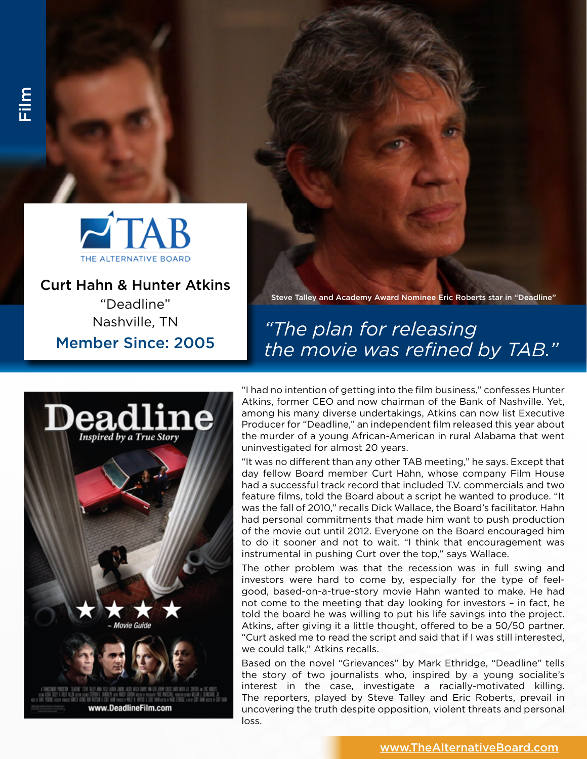Film

TAB THE ALTERNATIVE BOARD

## Curt Hahn & Hunter Atkins

"Deadline"

Nashville, TN

**Member Since: 2005**

Steve Talley and Academy Award Nominee Eric Roberts star in "Deadline"

## *"The plan for releasing the movie was refined by TAB."*

"I had no intention of getting into the film business," confesses Hunter Atkins, former CEO and now chairman of the Bank of Nashville. Yet, among his many diverse undertakings, Atkins can now list Executive Producer for "Deadline," an independent film released this year about the murder of a young African-American in rural Alabama that went uninvestigated for almost 20 years.

"It was no different than any other TAB meeting," he says. Except that day fellow Board member Curt Hahn, whose company Film House had a successful track record that included T.V. commercials and two feature films, told the Board about a script he wanted to produce. "It was the fall of 2010," recalls Dick Wallace, the Board's facilitator. Hahn had personal commitments that made him want to push production of the movie out until 2012. Everyone on the Board encouraged him to do it sooner and not to wait. "I think that encouragement was instrumental in pushing Curt over the top," says Wallace.

The other problem was that the recession was in full swing and investors were hard to come by, especially for the type of feel-good, based-on-a-true-story movie Hahn wanted to make. He had not come to the meeting that day looking for investors – in fact, he told the board he was willing to put his life savings into the project. Atkins, after giving it a little thought, offered to be a 50/50 partner. "Curt asked me to read the script and said that if I was still interested, we could talk," Atkins recalls.

Based on the novel "Grievances" by Mark Ethridge, "Deadline" tells the story of two journalists who, inspired by a young socialite's interest in the case, investigate a racially-motivated killing. The reporters, played by Steve Talley and Eric Roberts, prevail in uncovering the truth despite opposition, violent threats and personal loss.

www.TheAlternativeBoard.com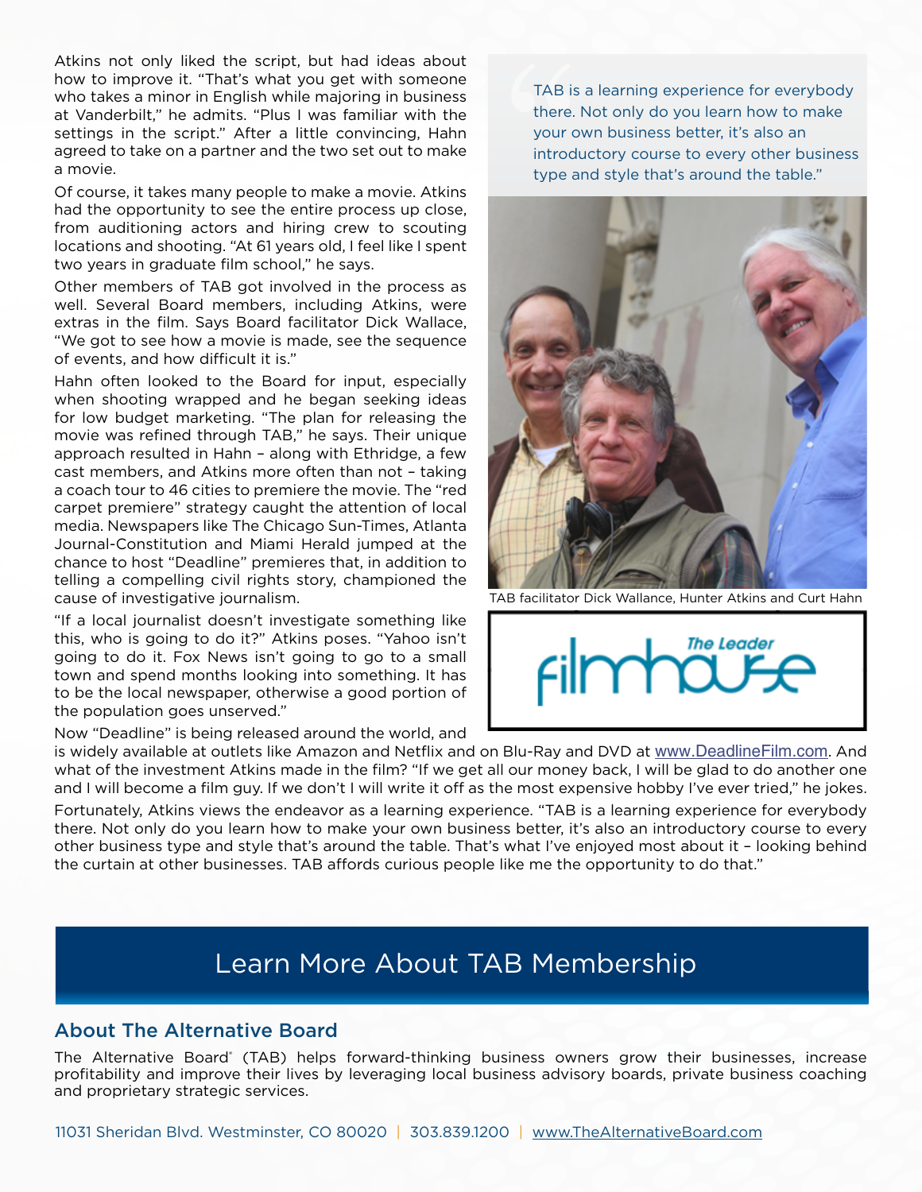Atkins not only liked the script, but had ideas about how to improve it. "That's what you get with someone who takes a minor in English while majoring in business at Vanderbilt," he admits. "Plus I was familiar with the settings in the script." After a little convincing, Hahn agreed to take on a partner and the two set out to make a movie.

Of course, it takes many people to make a movie. Atkins had the opportunity to see the entire process up close, from auditioning actors and hiring crew to scouting locations and shooting. "At 61 years old, I feel like I spent two years in graduate film school," he says.

Other members of TAB got involved in the process as well. Several Board members, including Atkins, were extras in the film. Says Board facilitator Dick Wallace, "We got to see how a movie is made, see the sequence of events, and how difficult it is."

Hahn often looked to the Board for input, especially when shooting wrapped and he began seeking ideas for low budget marketing. "The plan for releasing the movie was refined through TAB," he says. Their unique approach resulted in Hahn – along with Ethridge, a few cast members, and Atkins more often than not – taking a coach tour to 46 cities to premiere the movie. The "red carpet premiere" strategy caught the attention of local media. Newspapers like The Chicago Sun-Times, Atlanta Journal-Constitution and Miami Herald jumped at the chance to host "Deadline" premieres that, in addition to telling a compelling civil rights story, championed the cause of investigative journalism.

"If a local journalist doesn't investigate something like this, who is going to do it?" Atkins poses. "Yahoo isn't going to do it. Fox News isn't going to go to a small town and spend months looking into something. It has to be the local newspaper, otherwise a good portion of the population goes unserved."

> "TAB is a learning experience for everybody there. Not only do you learn how to make your own business better, it's also an introductory course to every other business type and style that's around the table."

TAB facilitator Dick Wallance, Hunter Atkins and Curt Hahn

filmhouse — The Leader

Now "Deadline" is being released around the world, and is widely available at outlets like Amazon and Netflix and on Blu-Ray and DVD at www.DeadlineFilm.com. And what of the investment Atkins made in the film? "If we get all our money back, I will be glad to do another one and I will become a film guy. If we don't I will write it off as the most expensive hobby I've ever tried," he jokes.

Fortunately, Atkins views the endeavor as a learning experience. "TAB is a learning experience for everybody there. Not only do you learn how to make your own business better, it's also an introductory course to every other business type and style that's around the table. That's what I've enjoyed most about it – looking behind the curtain at other businesses. TAB affords curious people like me the opportunity to do that."

## Learn More About TAB Membership

### About The Alternative Board

The Alternative Board® (TAB) helps forward-thinking business owners grow their businesses, increase profitability and improve their lives by leveraging local business advisory boards, private business coaching and proprietary strategic services.

11031 Sheridan Blvd. Westminster, CO 80020 | 303.839.1200 | www.TheAlternativeBoard.com